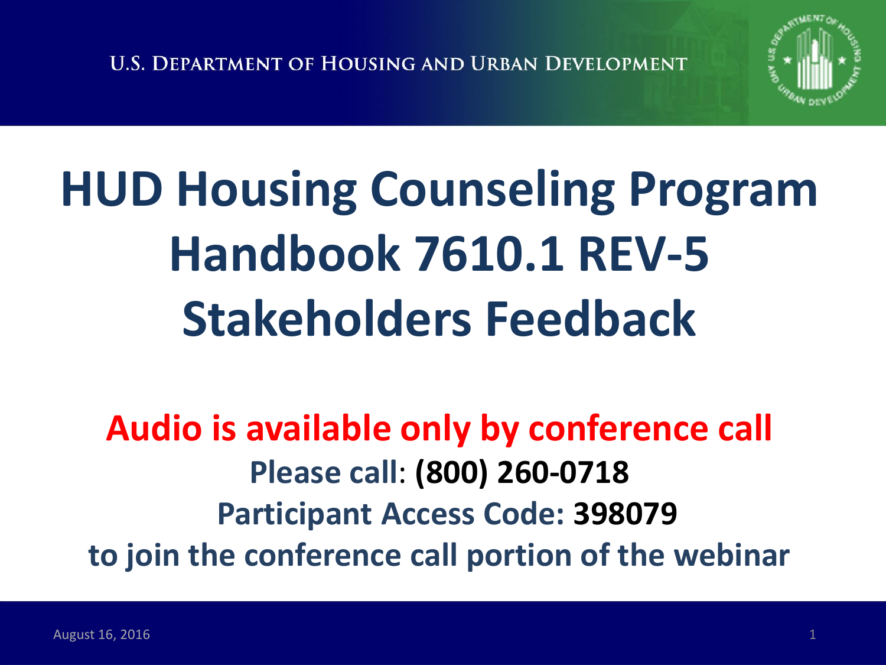U.S. DEPARTMENT OF HOUSING AND URBAN DEVELOPMENT

# HUD Housing Counseling Program Handbook 7610.1 REV-5 Stakeholders Feedback

**Audio is available only by conference call**

**Please call: (800) 260-0718**

**Participant Access Code: 398079**

**to join the conference call portion of the webinar**

August 16, 2016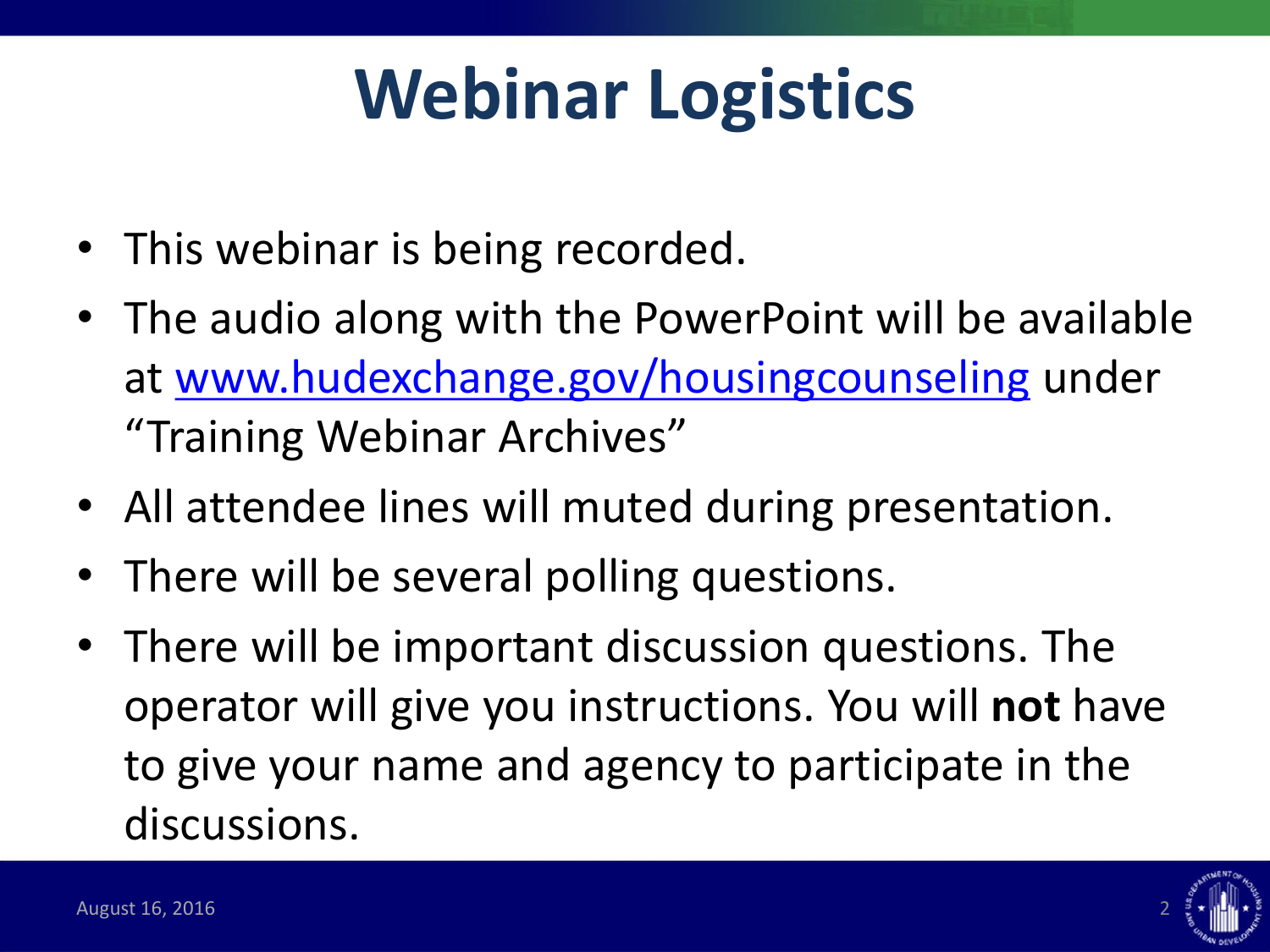# Webinar Logistics

- This webinar is being recorded.
- The audio along with the PowerPoint will be available at [www.hudexchange.gov/housingcounseling](http://www.hudexchange.gov/housingcounseling) under "Training Webinar Archives"
- All attendee lines will muted during presentation.
- There will be several polling questions.
- There will be important discussion questions. The operator will give you instructions. You will **not** have to give your name and agency to participate in the discussions.

August 16, 2016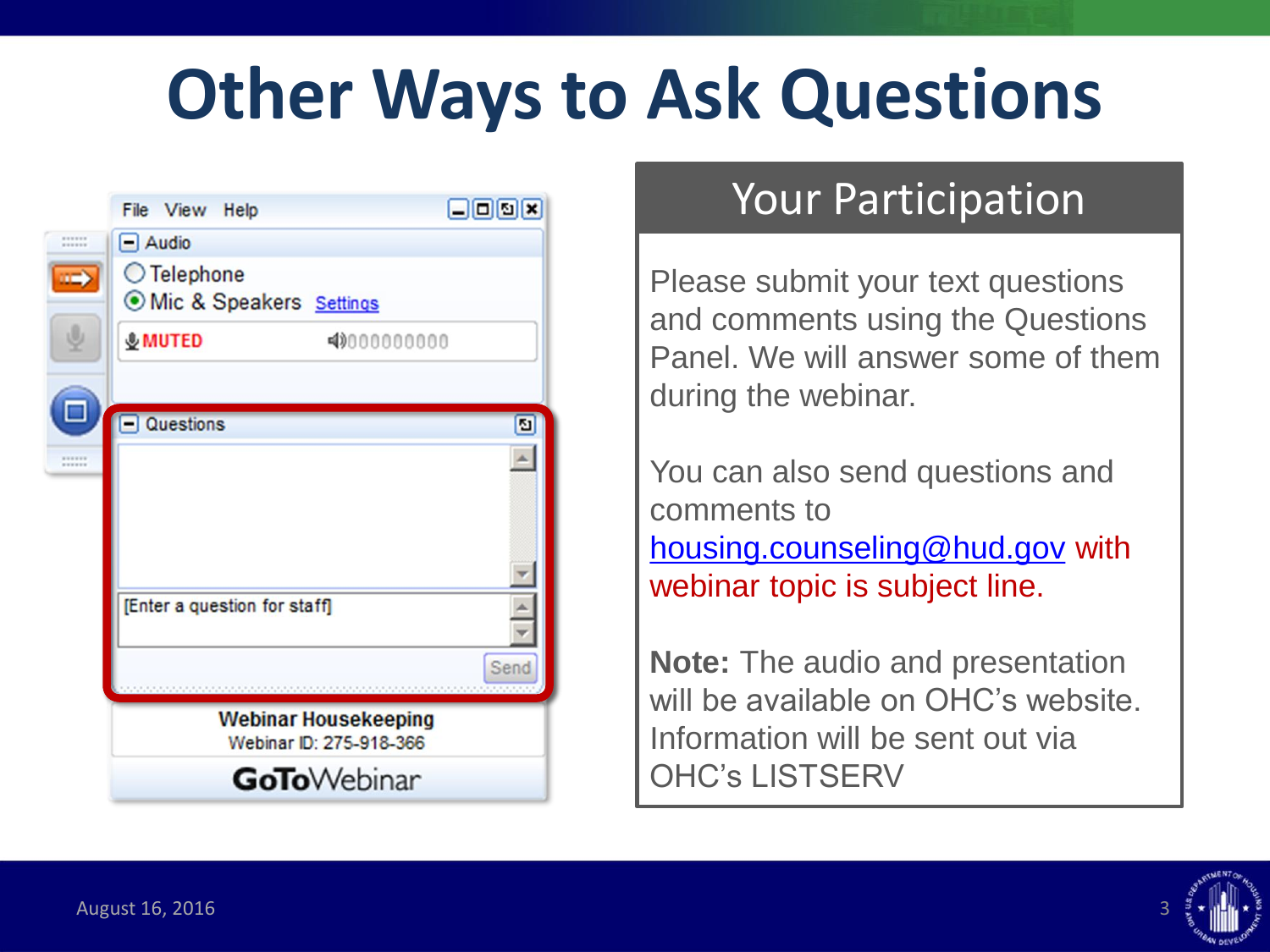# Other Ways to Ask Questions

## Your Participation

Please submit your text questions and comments using the Questions Panel. We will answer some of them during the webinar.

You can also send questions and comments to housing.counseling@hud.gov with webinar topic is subject line.

**Note:** The audio and presentation will be available on OHC's website. Information will be sent out via OHC's LISTSERV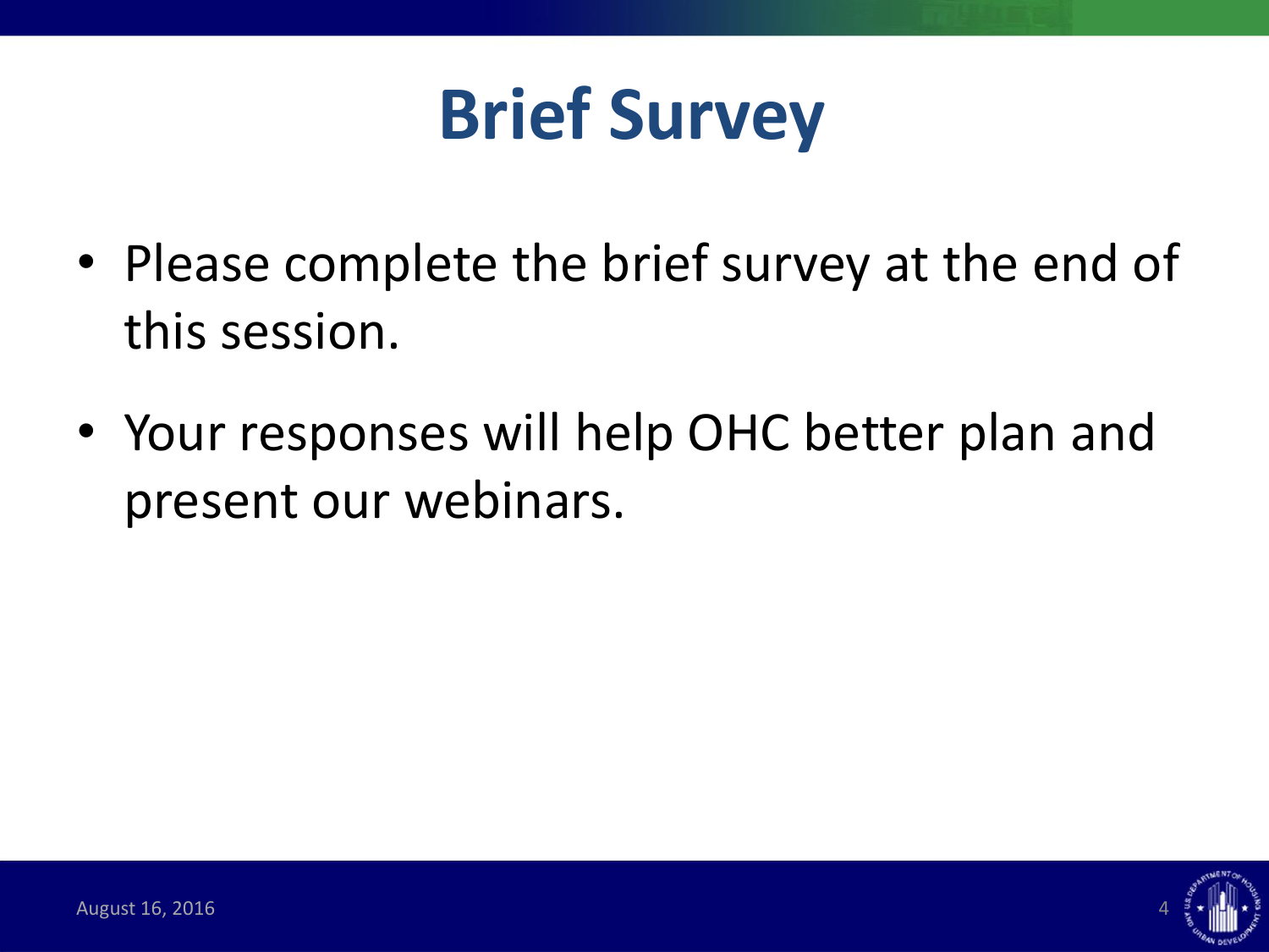# Brief Survey

- Please complete the brief survey at the end of this session.
- Your responses will help OHC better plan and present our webinars.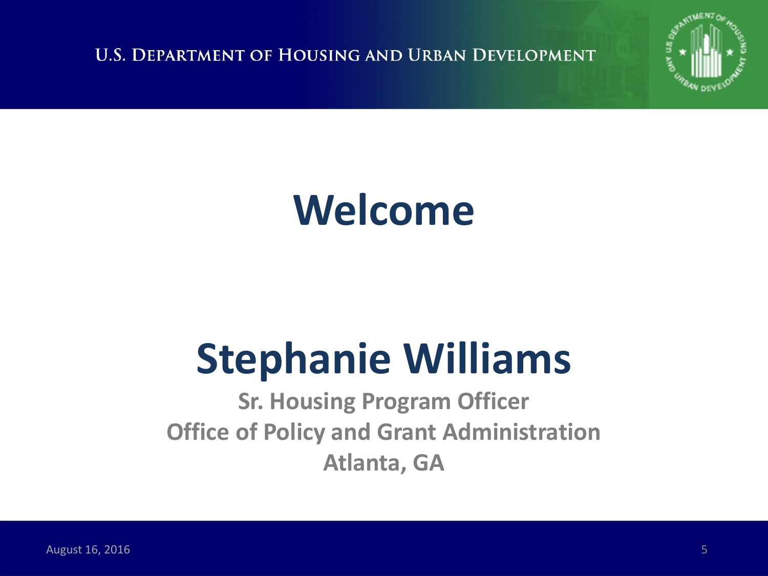# Welcome

# Stephanie Williams

**Sr. Housing Program Officer**
**Office of Policy and Grant Administration**
**Atlanta, GA**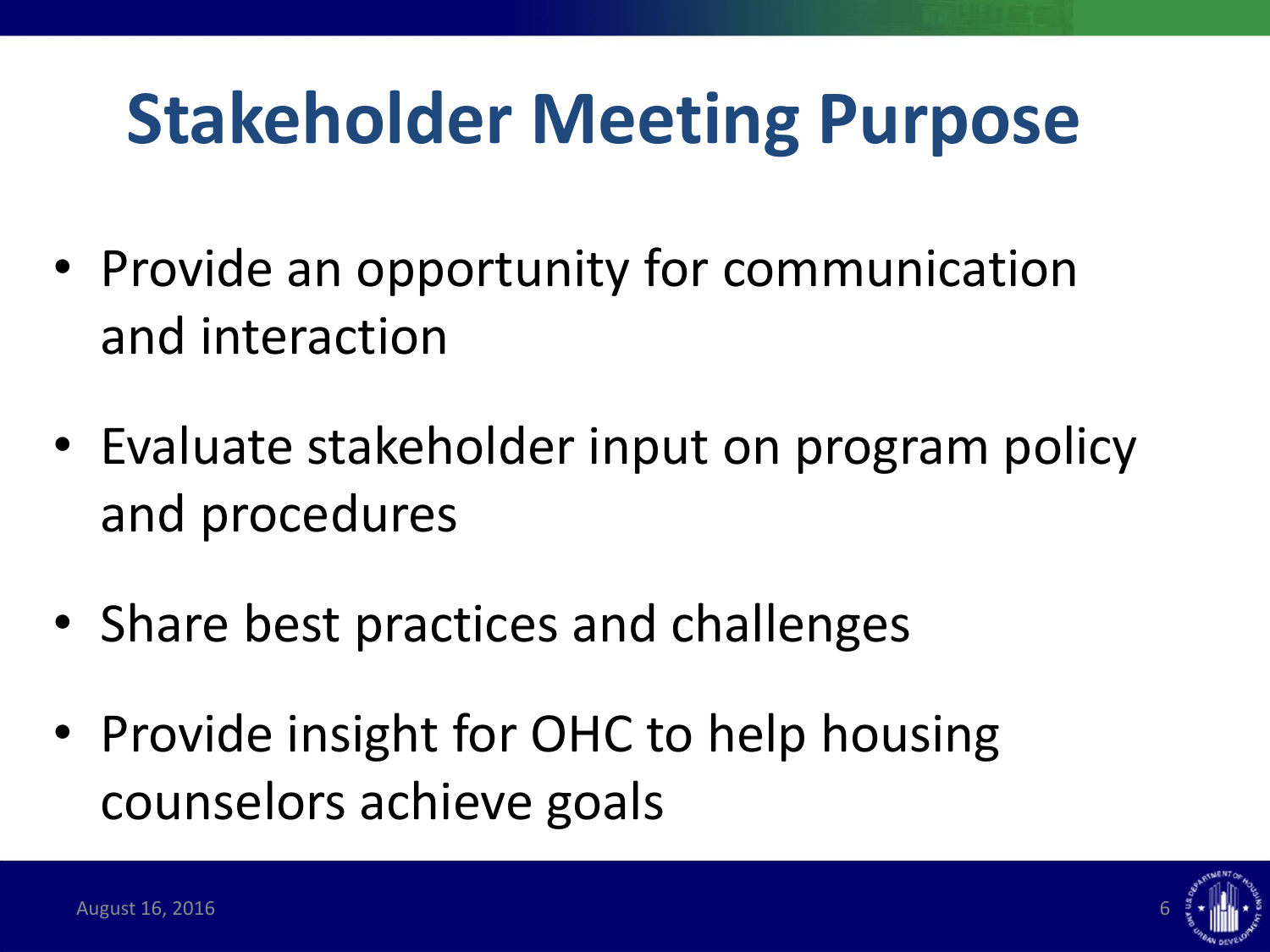# Stakeholder Meeting Purpose

- Provide an opportunity for communication and interaction
- Evaluate stakeholder input on program policy and procedures
- Share best practices and challenges
- Provide insight for OHC to help housing counselors achieve goals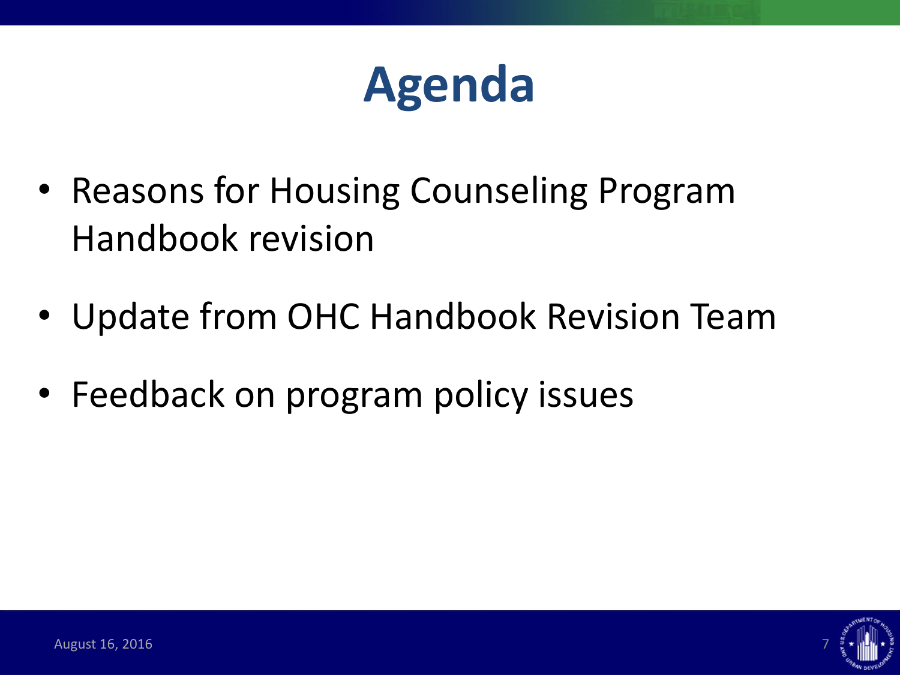# Agenda

- Reasons for Housing Counseling Program Handbook revision
- Update from OHC Handbook Revision Team
- Feedback on program policy issues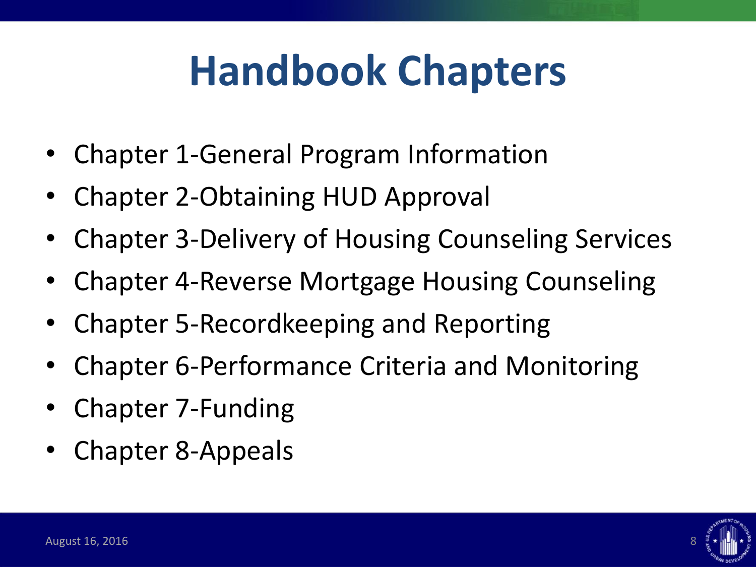# Handbook Chapters

- Chapter 1-General Program Information
- Chapter 2-Obtaining HUD Approval
- Chapter 3-Delivery of Housing Counseling Services
- Chapter 4-Reverse Mortgage Housing Counseling
- Chapter 5-Recordkeeping and Reporting
- Chapter 6-Performance Criteria and Monitoring
- Chapter 7-Funding
- Chapter 8-Appeals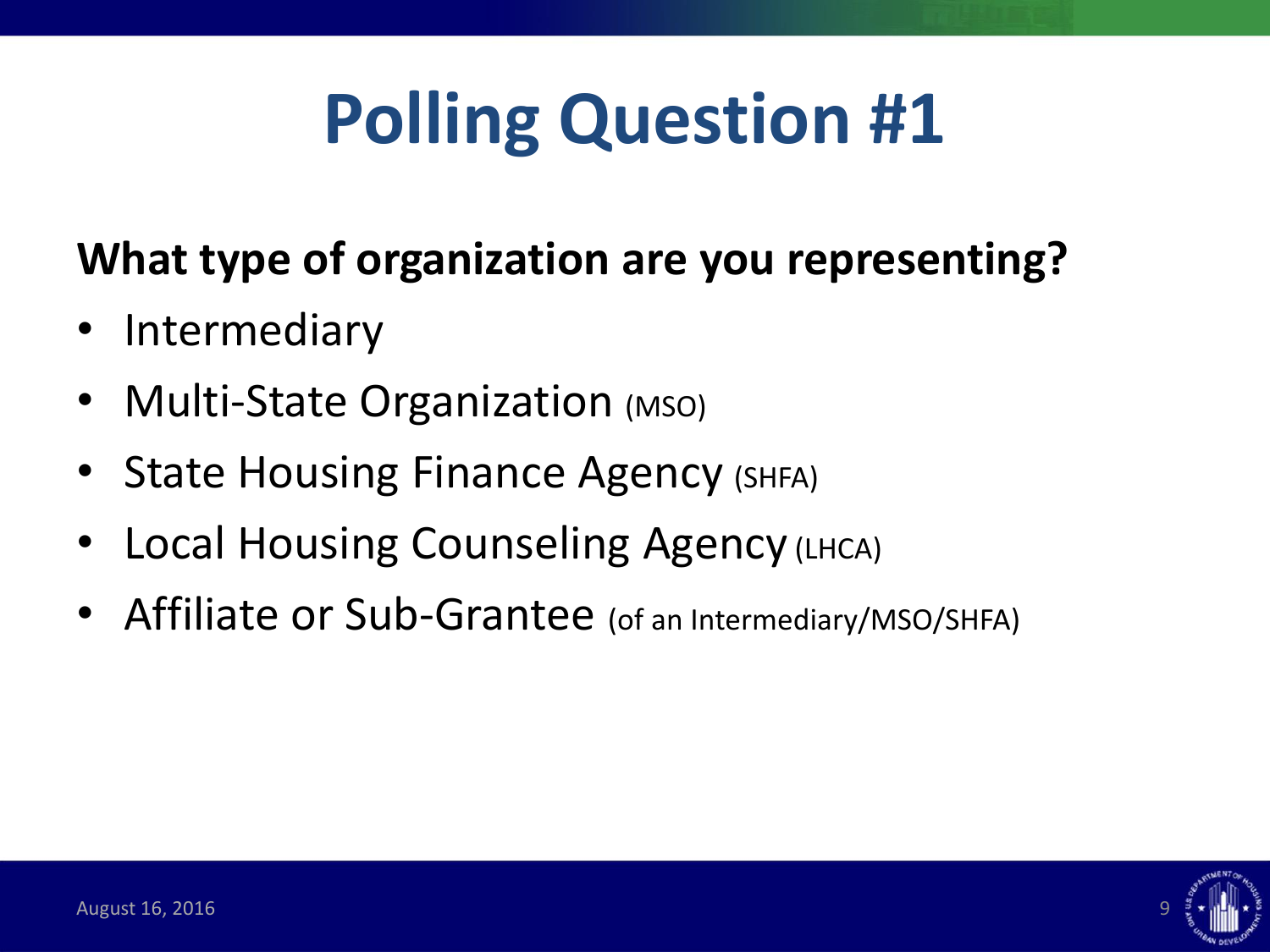# Polling Question #1

**What type of organization are you representing?**

- Intermediary
- Multi-State Organization (MSO)
- State Housing Finance Agency (SHFA)
- Local Housing Counseling Agency (LHCA)
- Affiliate or Sub-Grantee (of an Intermediary/MSO/SHFA)

August 16, 2016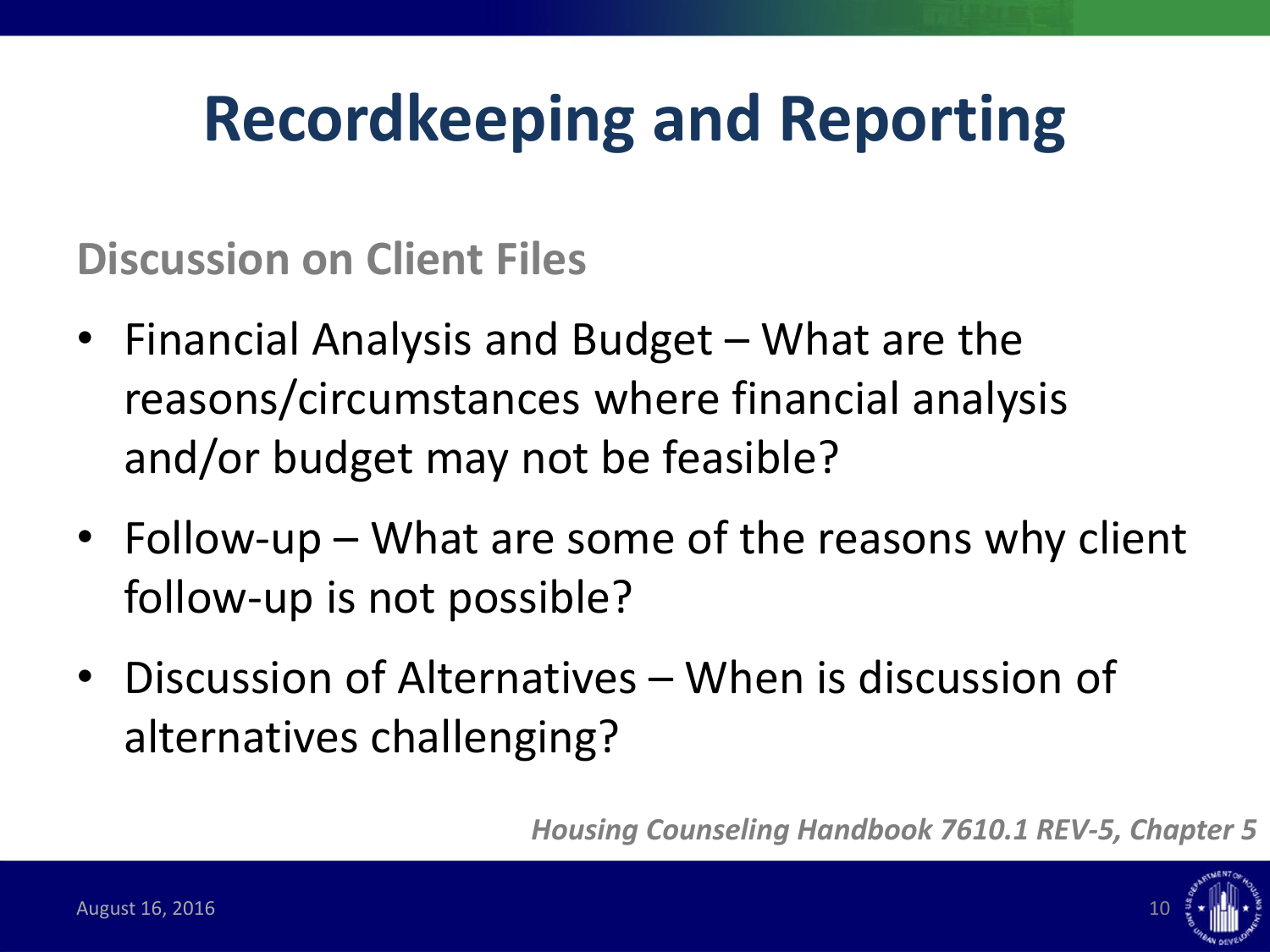# Recordkeeping and Reporting

## Discussion on Client Files

- Financial Analysis and Budget – What are the reasons/circumstances where financial analysis and/or budget may not be feasible?
- Follow-up – What are some of the reasons why client follow-up is not possible?
- Discussion of Alternatives – When is discussion of alternatives challenging?

***Housing Counseling Handbook 7610.1 REV-5, Chapter 5***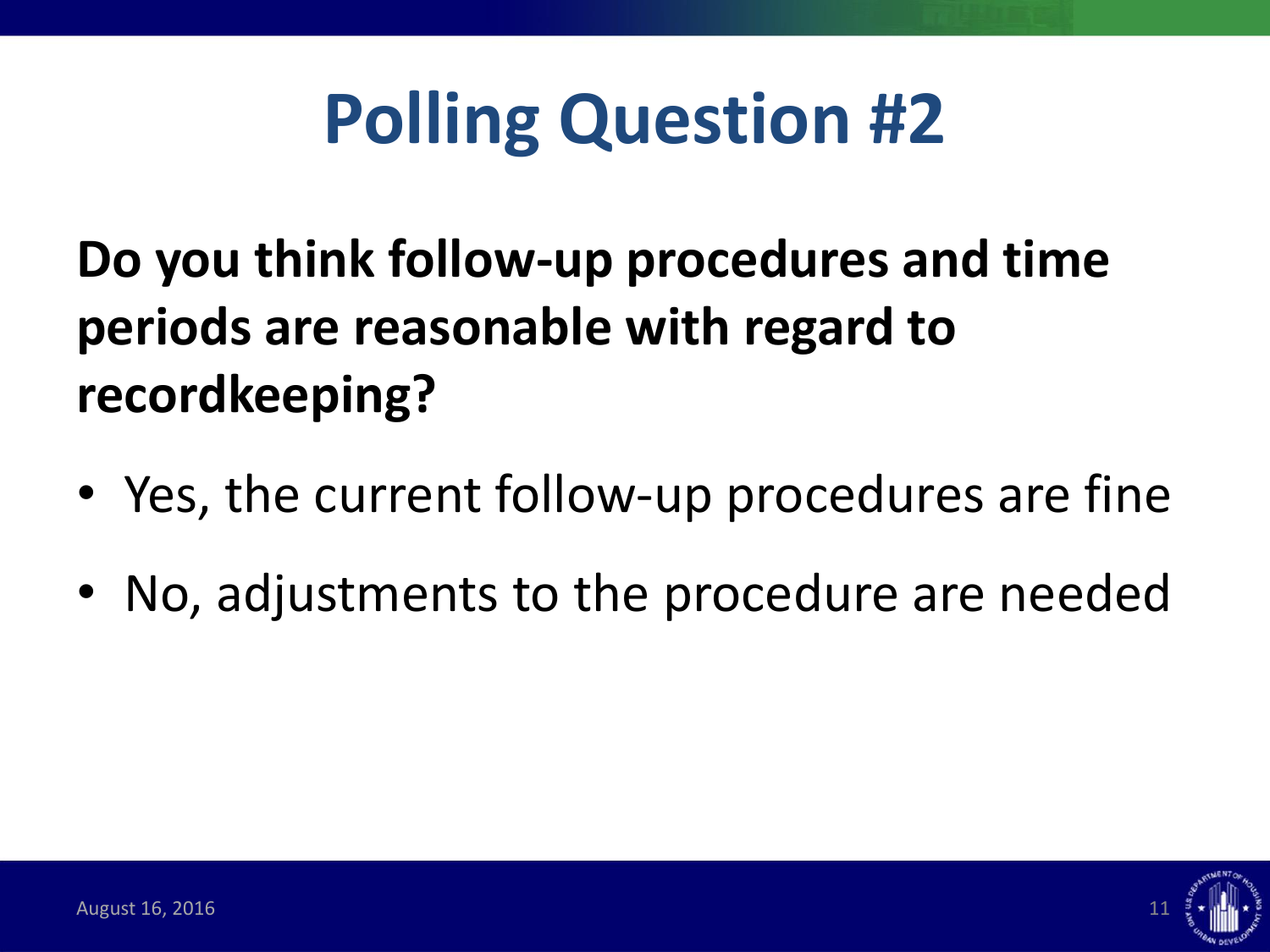# Polling Question #2

**Do you think follow-up procedures and time periods are reasonable with regard to recordkeeping?**

- Yes, the current follow-up procedures are fine
- No, adjustments to the procedure are needed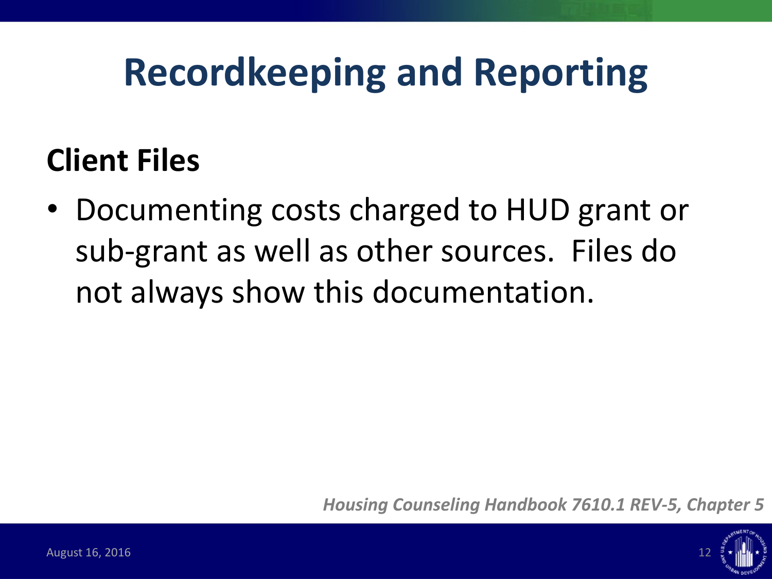# Recordkeeping and Reporting

## Client Files

- Documenting costs charged to HUD grant or sub-grant as well as other sources. Files do not always show this documentation.

*Housing Counseling Handbook 7610.1 REV-5, Chapter 5*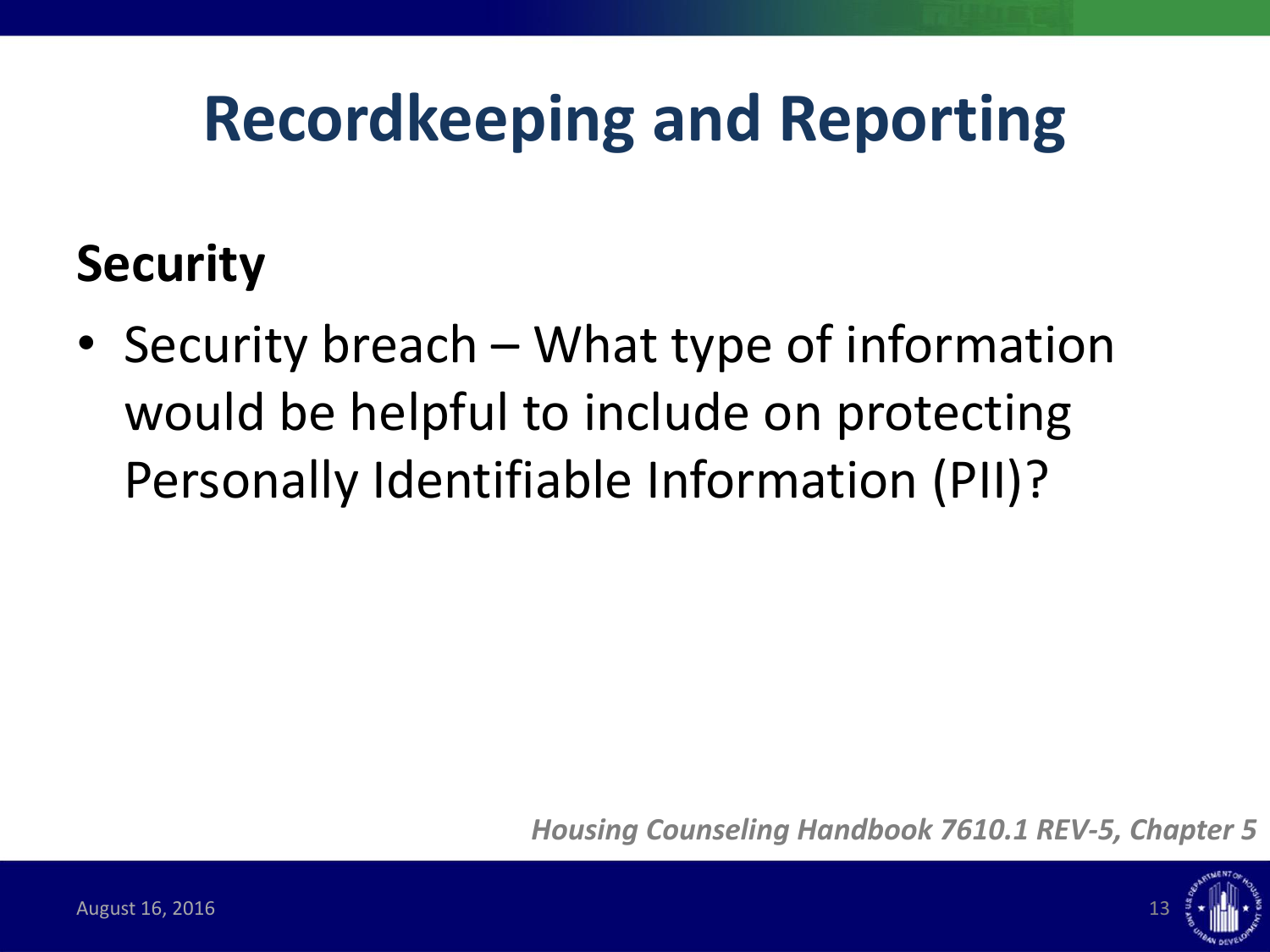# Recordkeeping and Reporting

## Security

- Security breach – What type of information would be helpful to include on protecting Personally Identifiable Information (PII)?

*Housing Counseling Handbook 7610.1 REV-5, Chapter 5*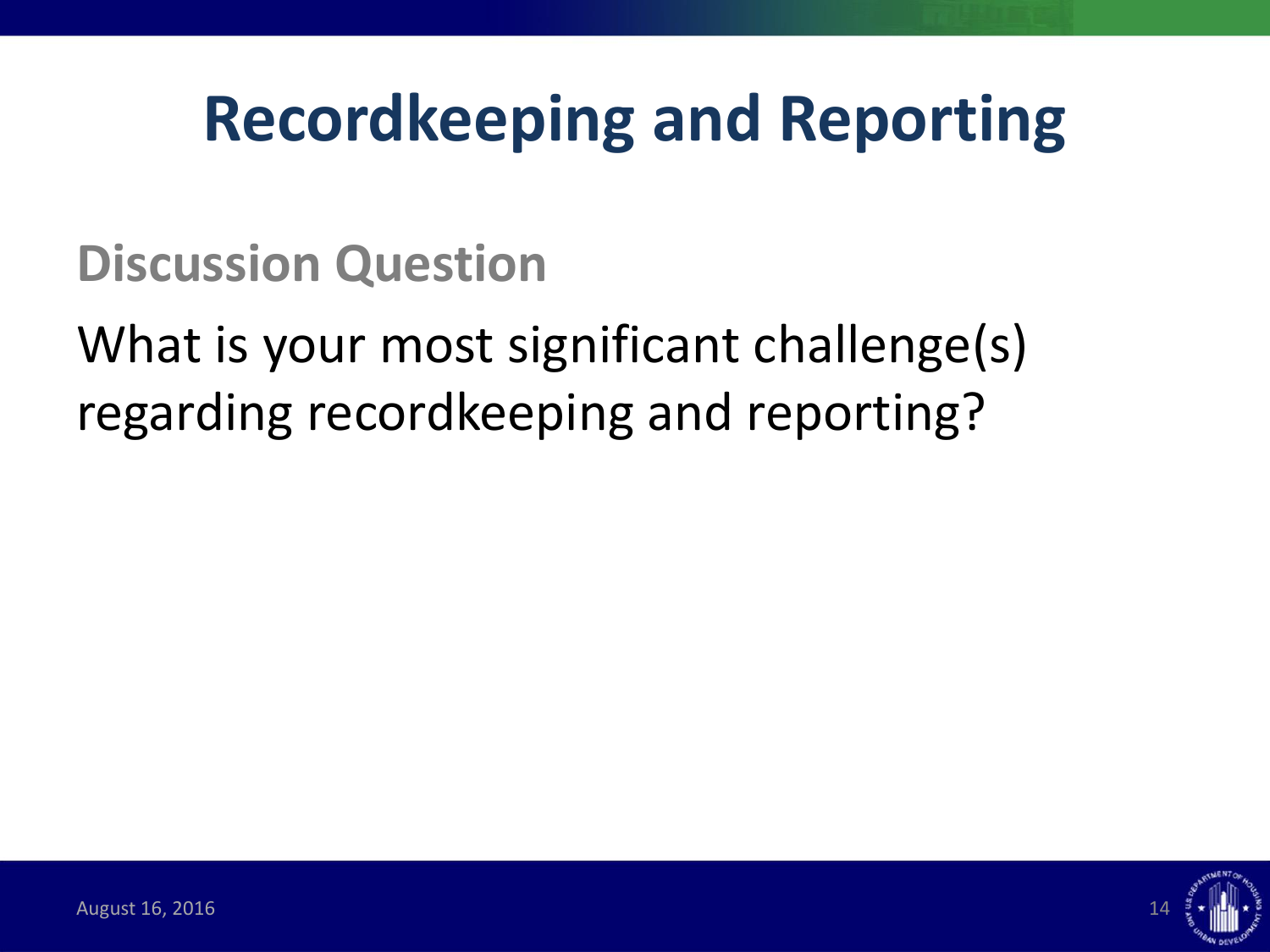# Recordkeeping and Reporting

## Discussion Question

What is your most significant challenge(s) regarding recordkeeping and reporting?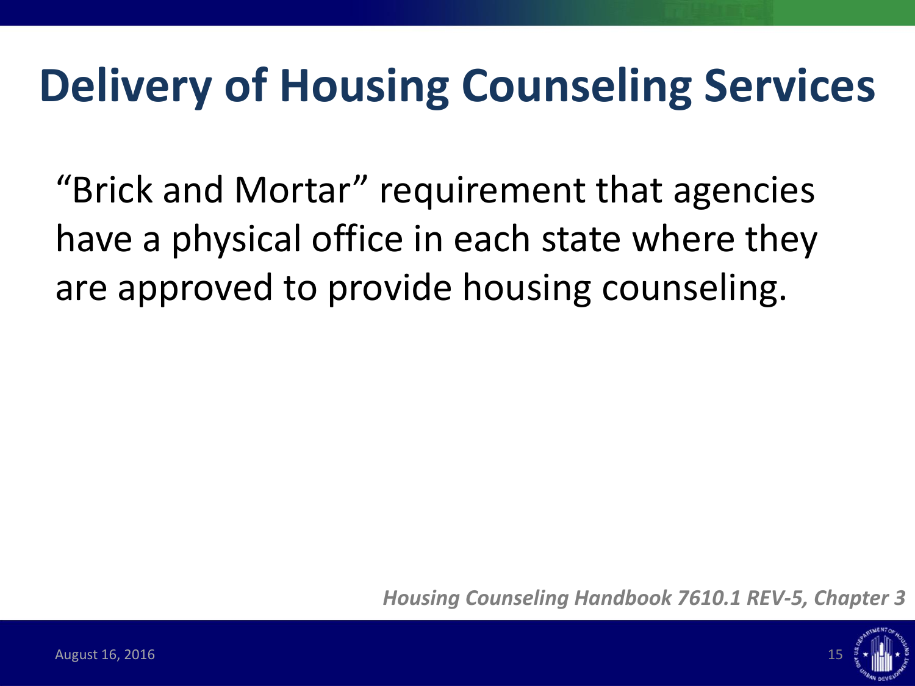# Delivery of Housing Counseling Services

"Brick and Mortar" requirement that agencies have a physical office in each state where they are approved to provide housing counseling.

***Housing Counseling Handbook 7610.1 REV-5, Chapter 3***

August 16, 2016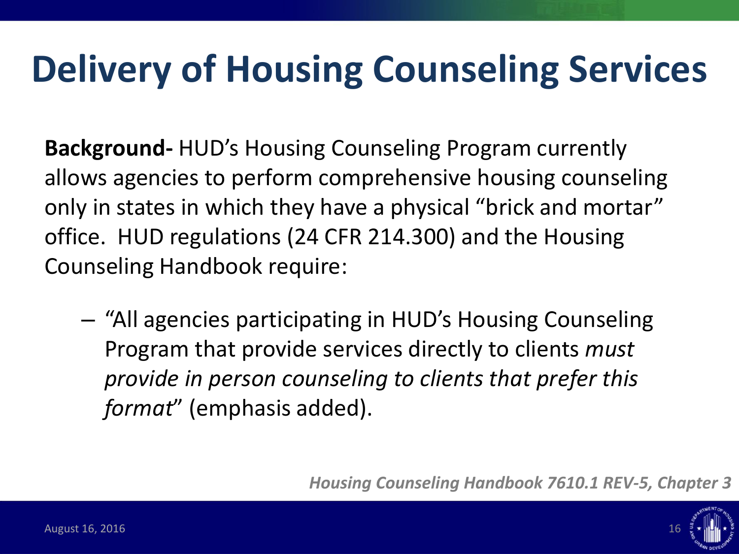# Delivery of Housing Counseling Services

**Background-** HUD's Housing Counseling Program currently allows agencies to perform comprehensive housing counseling only in states in which they have a physical "brick and mortar" office. HUD regulations (24 CFR 214.300) and the Housing Counseling Handbook require:

- "All agencies participating in HUD's Housing Counseling Program that provide services directly to clients *must provide in person counseling to clients that prefer this format*" (emphasis added).

***Housing Counseling Handbook 7610.1 REV-5, Chapter 3***

August 16, 2016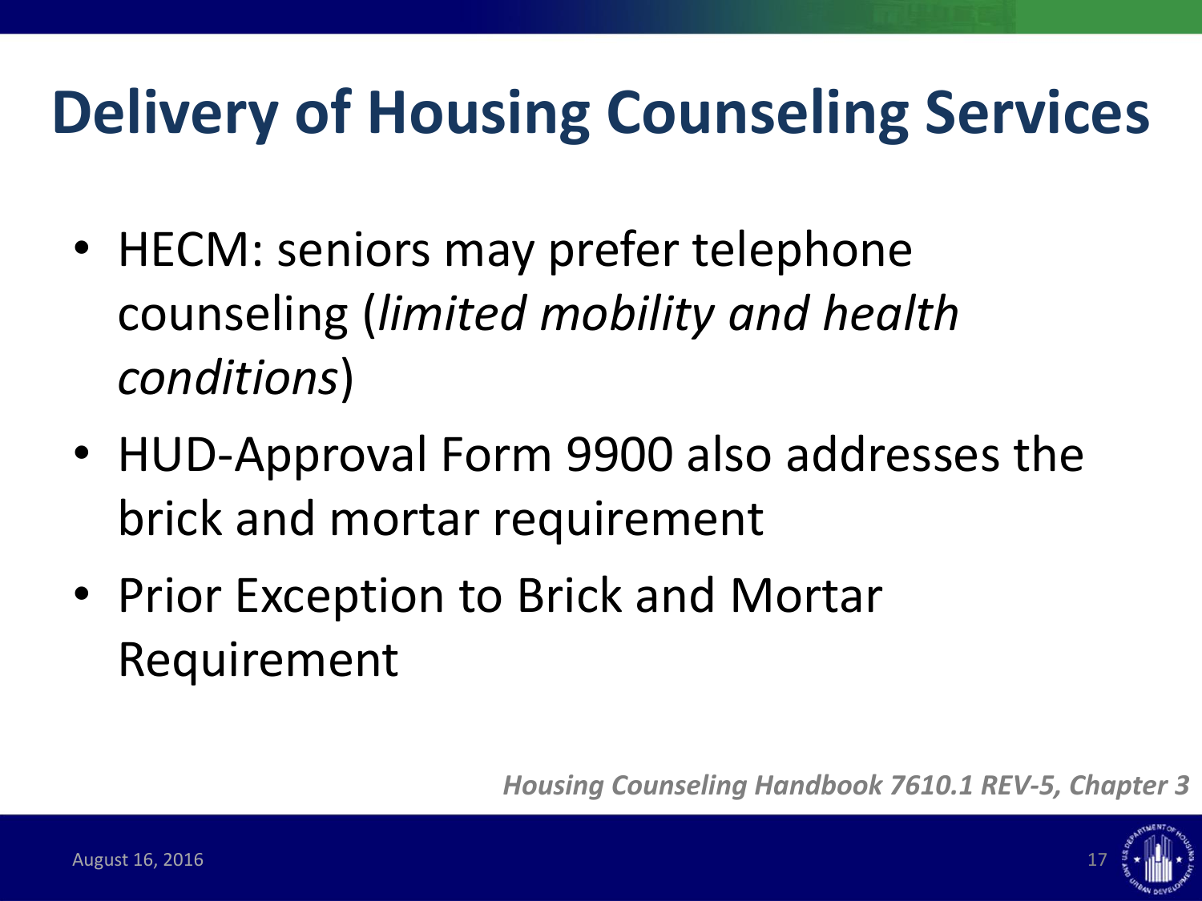# Delivery of Housing Counseling Services

- HECM: seniors may prefer telephone counseling (*limited mobility and health conditions*)
- HUD-Approval Form 9900 also addresses the brick and mortar requirement
- Prior Exception to Brick and Mortar Requirement

***Housing Counseling Handbook 7610.1 REV-5, Chapter 3***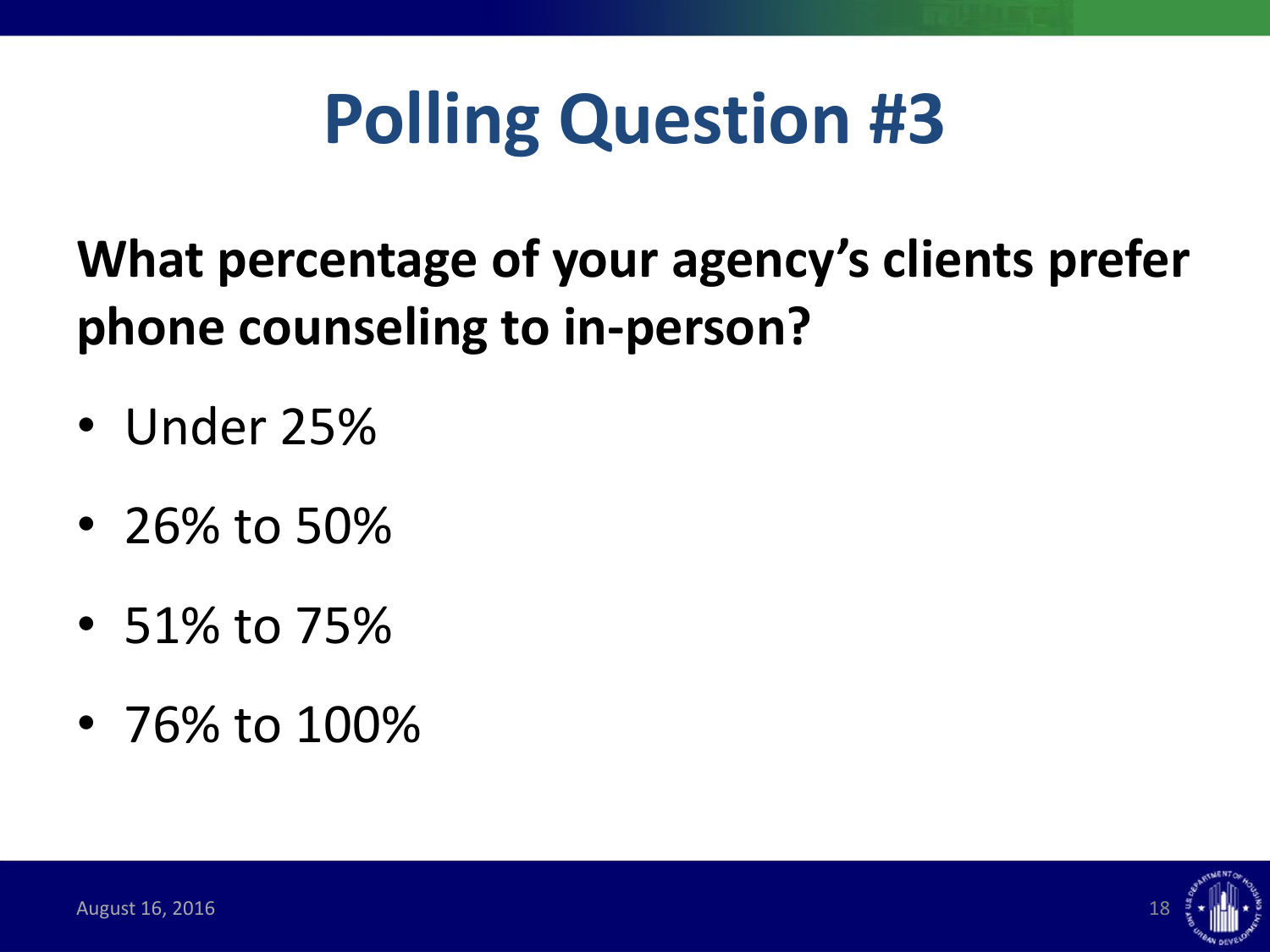# Polling Question #3

**What percentage of your agency's clients prefer phone counseling to in-person?**

- Under 25%
- 26% to 50%
- 51% to 75%
- 76% to 100%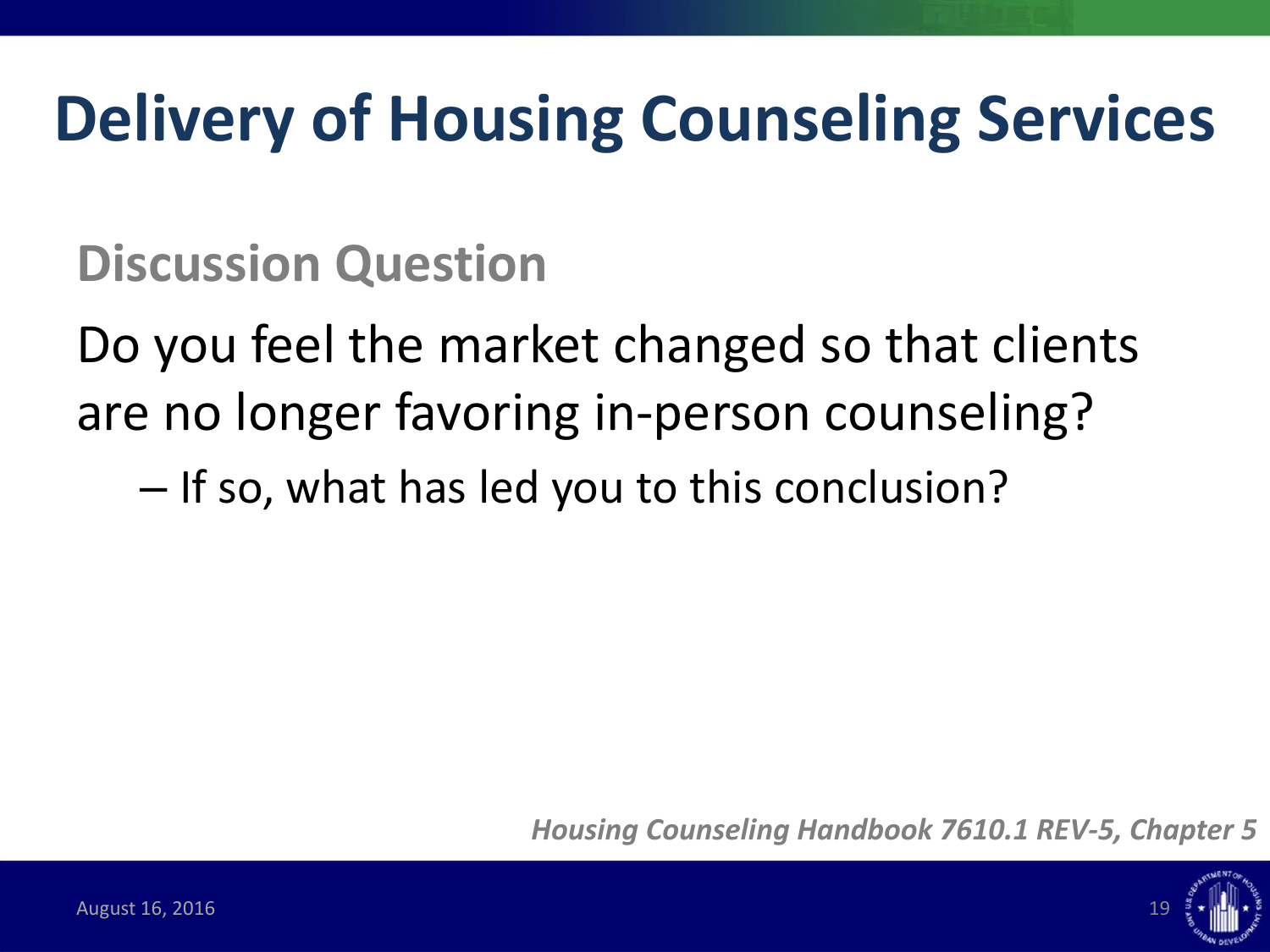# Delivery of Housing Counseling Services

## Discussion Question

Do you feel the market changed so that clients are no longer favoring in-person counseling?

- If so, what has led you to this conclusion?

*Housing Counseling Handbook 7610.1 REV-5, Chapter 5*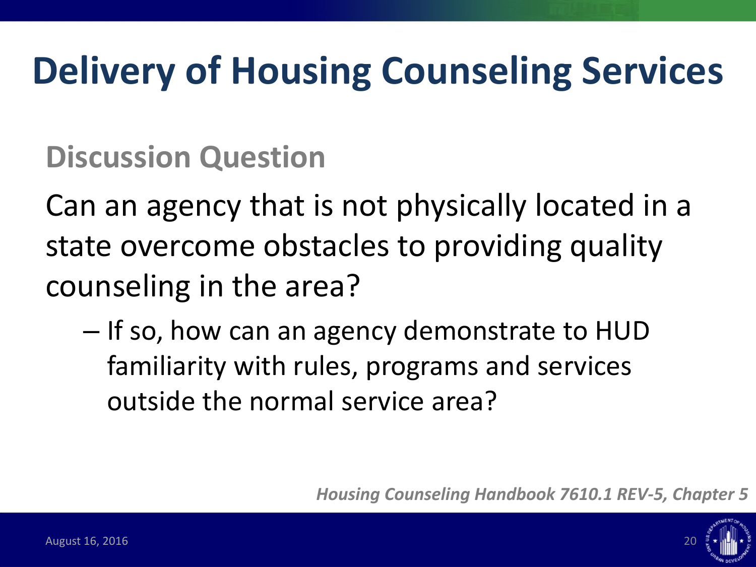# Delivery of Housing Counseling Services

## Discussion Question

Can an agency that is not physically located in a state overcome obstacles to providing quality counseling in the area?

- If so, how can an agency demonstrate to HUD familiarity with rules, programs and services outside the normal service area?

*Housing Counseling Handbook 7610.1 REV-5, Chapter 5*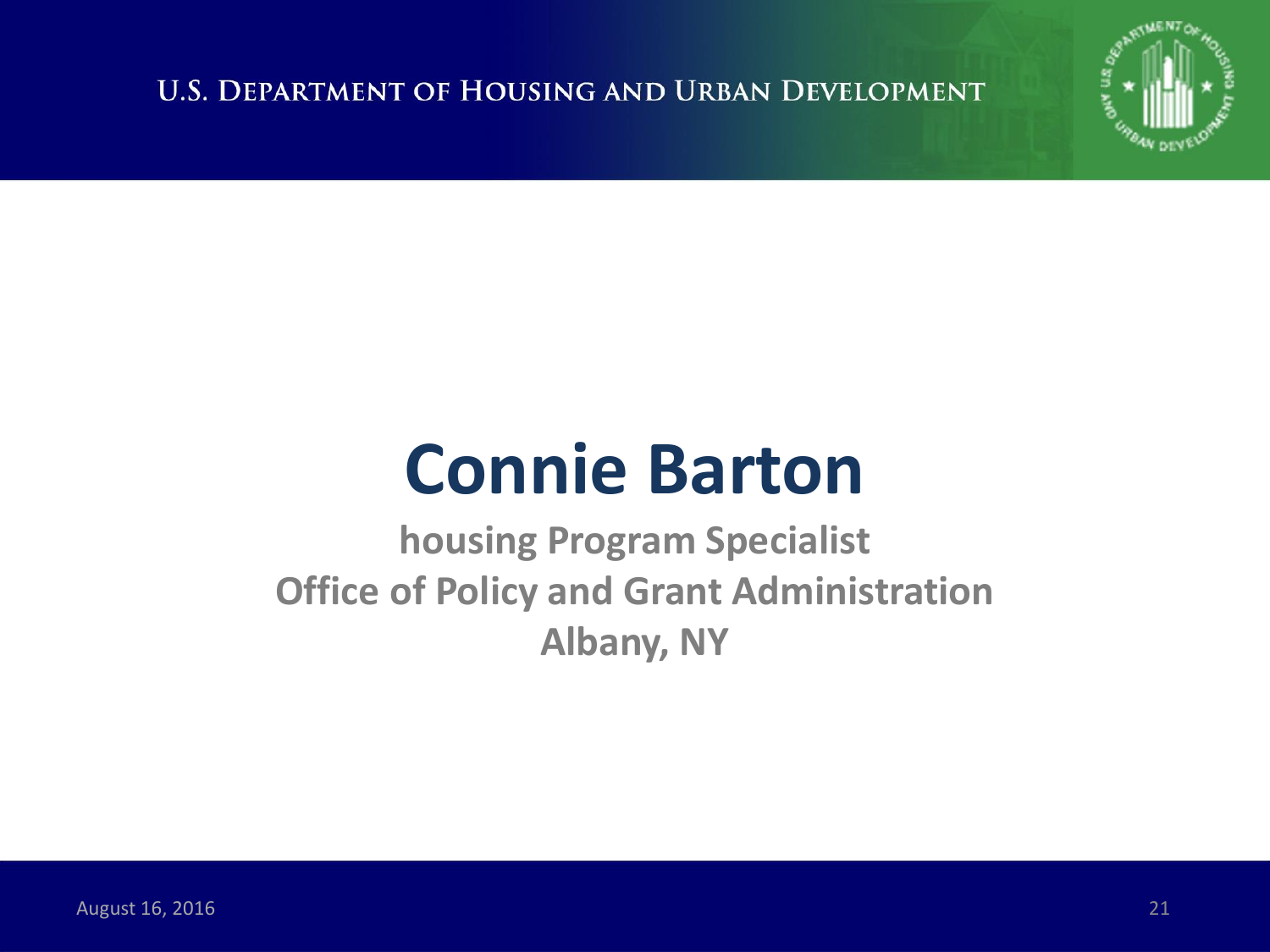# Connie Barton

**housing Program Specialist**
**Office of Policy and Grant Administration**
**Albany, NY**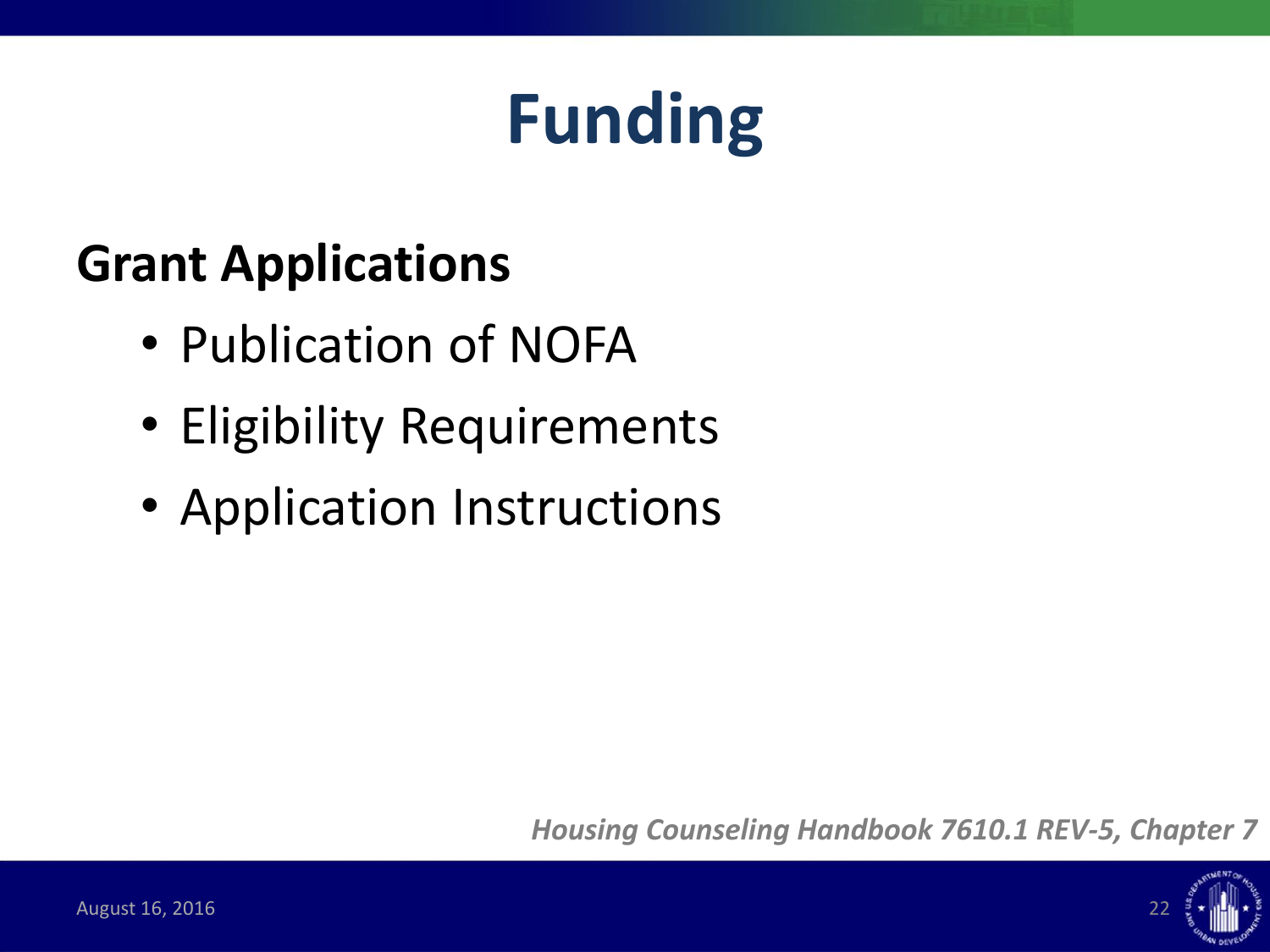# Funding

## Grant Applications

- Publication of NOFA
- Eligibility Requirements
- Application Instructions

*Housing Counseling Handbook 7610.1 REV-5, Chapter 7*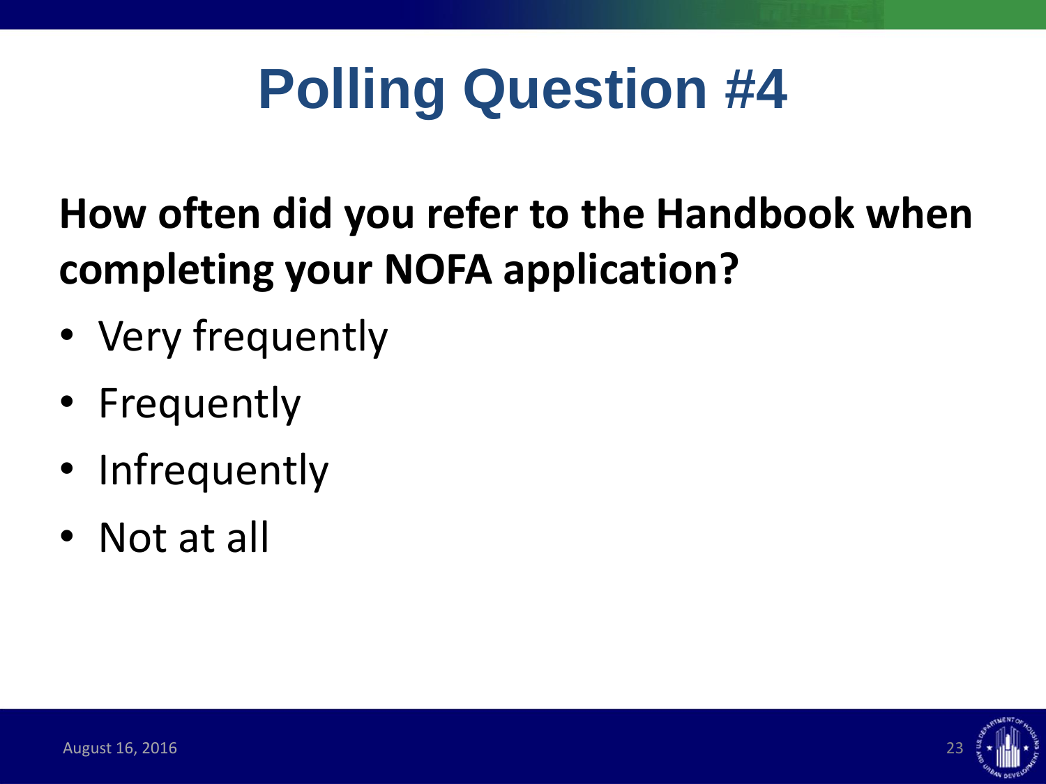# Polling Question #4

**How often did you refer to the Handbook when completing your NOFA application?**

- Very frequently
- Frequently
- Infrequently
- Not at all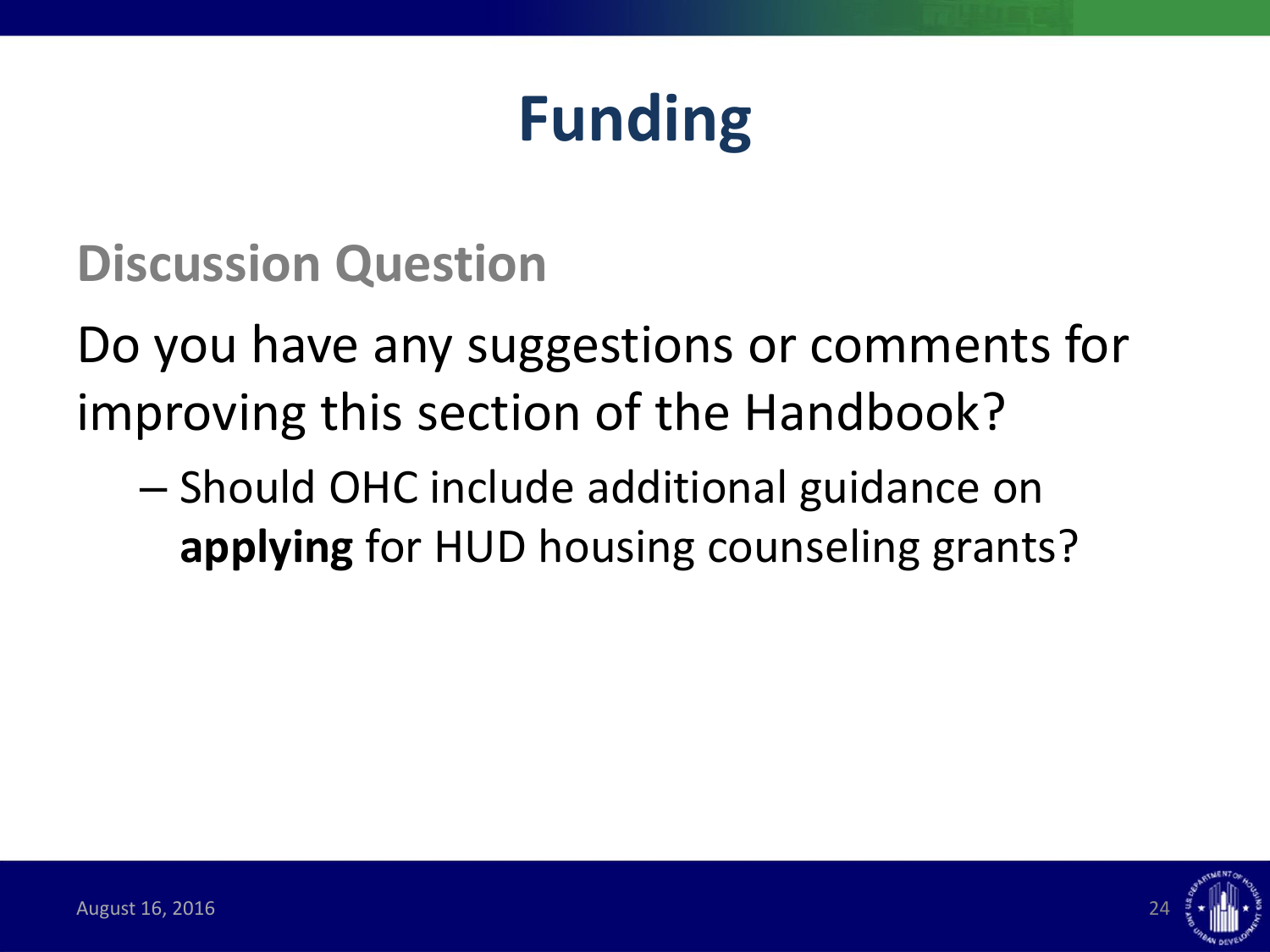# Funding

## Discussion Question

Do you have any suggestions or comments for improving this section of the Handbook?

- Should OHC include additional guidance on **applying** for HUD housing counseling grants?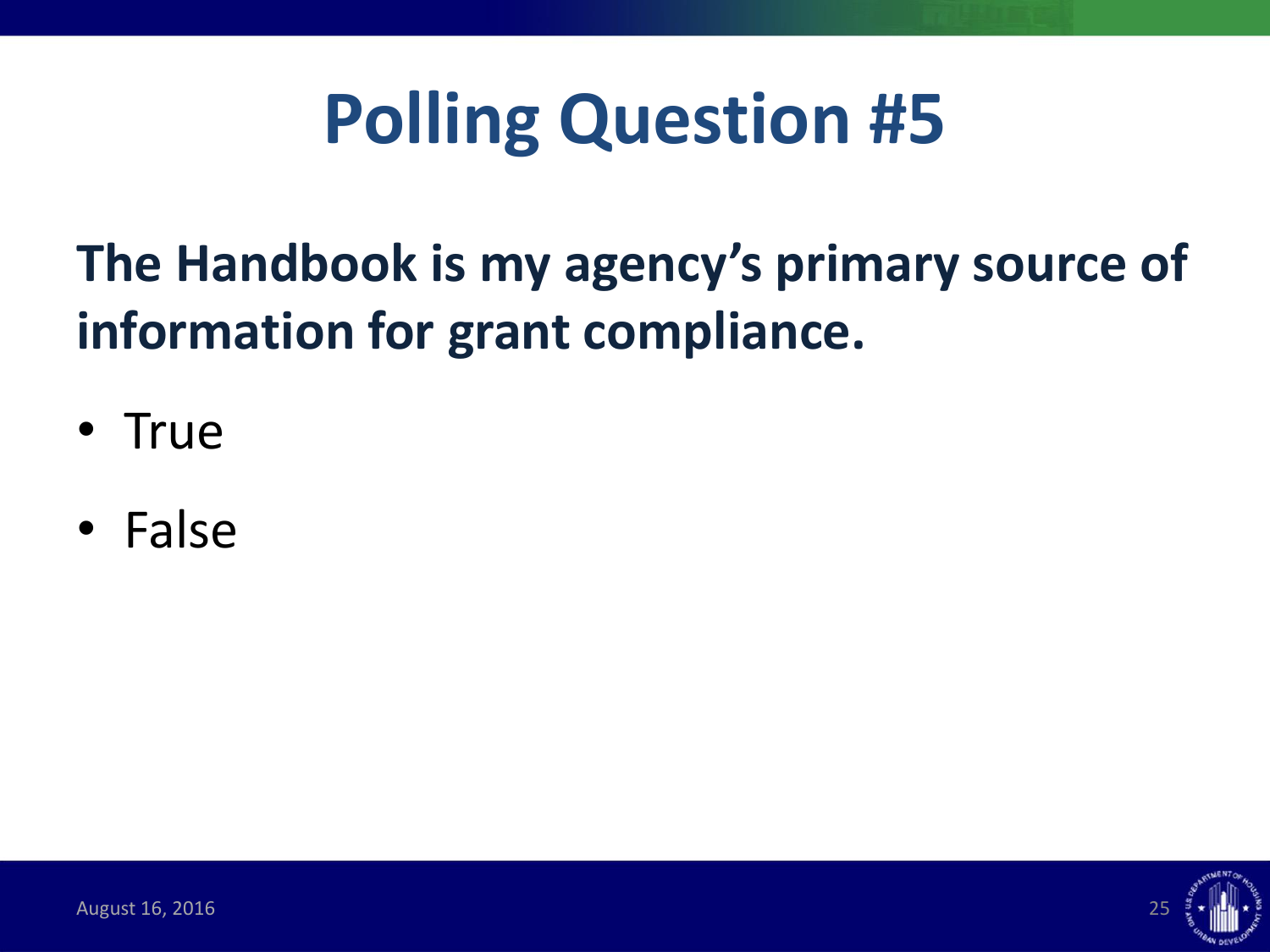# Polling Question #5

**The Handbook is my agency's primary source of information for grant compliance.**

- True
- False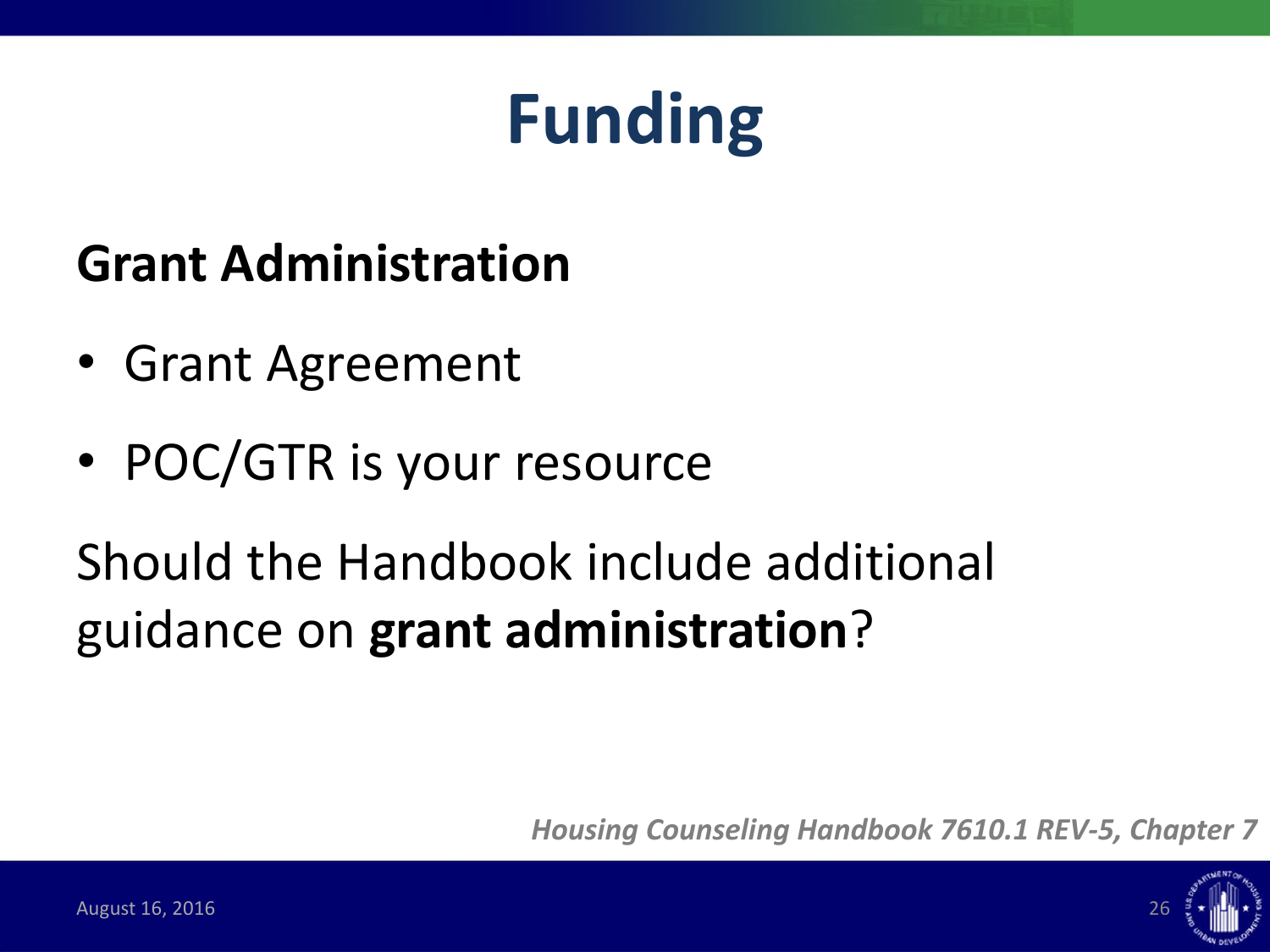# Funding

**Grant Administration**

- Grant Agreement
- POC/GTR is your resource

Should the Handbook include additional guidance on **grant administration**?

*Housing Counseling Handbook 7610.1 REV-5, Chapter 7*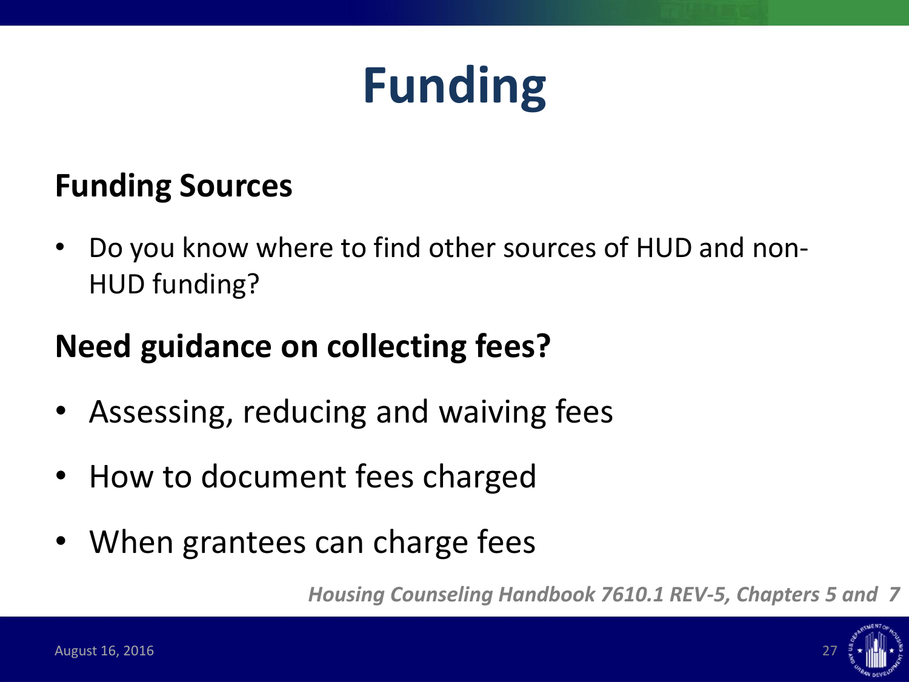# Funding

## Funding Sources

- Do you know where to find other sources of HUD and non-HUD funding?

## Need guidance on collecting fees?

- Assessing, reducing and waiving fees
- How to document fees charged
- When grantees can charge fees

***Housing Counseling Handbook 7610.1 REV-5, Chapters 5 and 7***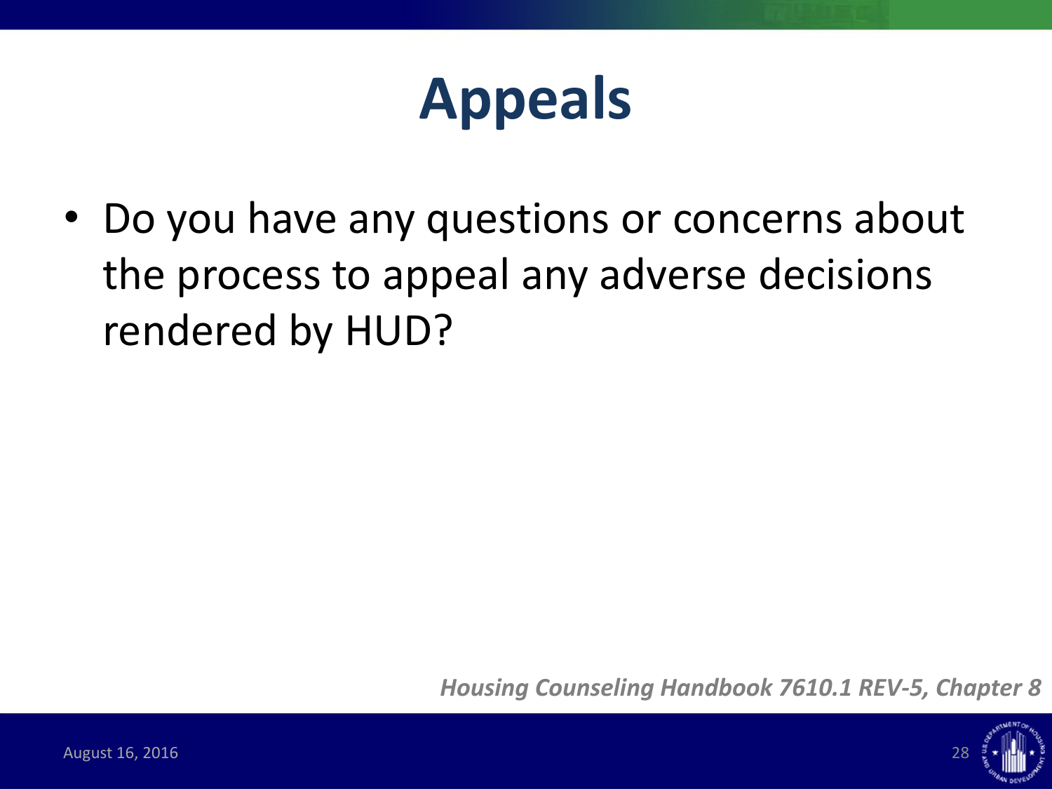# Appeals

- Do you have any questions or concerns about the process to appeal any adverse decisions rendered by HUD?

***Housing Counseling Handbook 7610.1 REV-5, Chapter 8***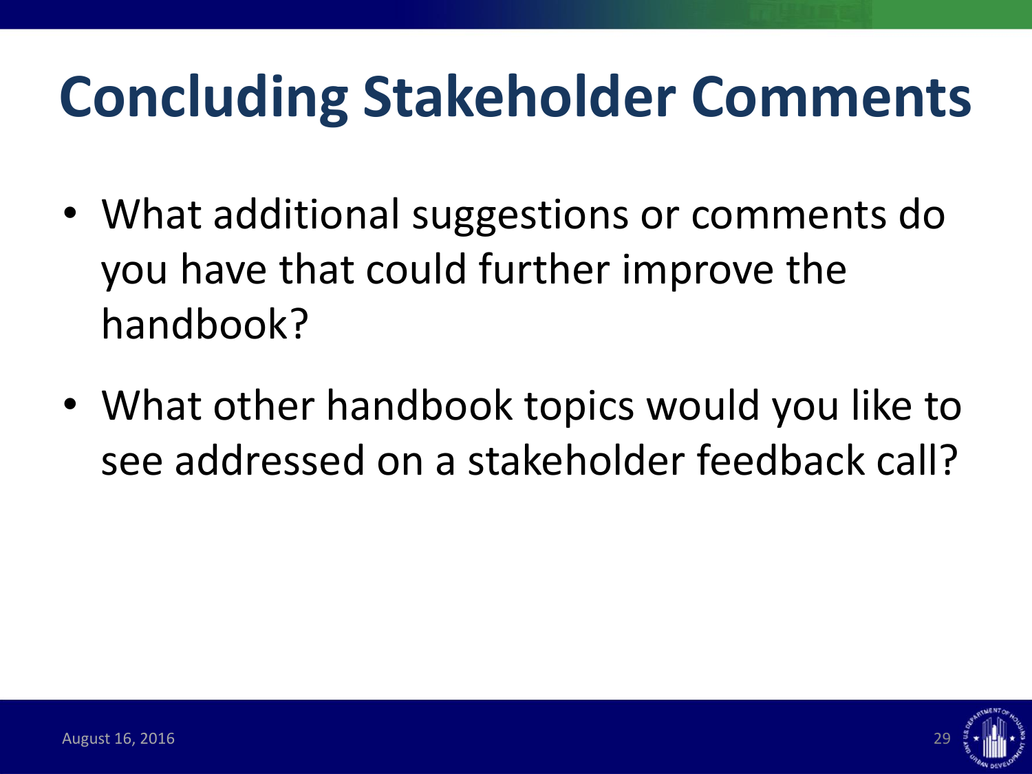# Concluding Stakeholder Comments

- What additional suggestions or comments do you have that could further improve the handbook?
- What other handbook topics would you like to see addressed on a stakeholder feedback call?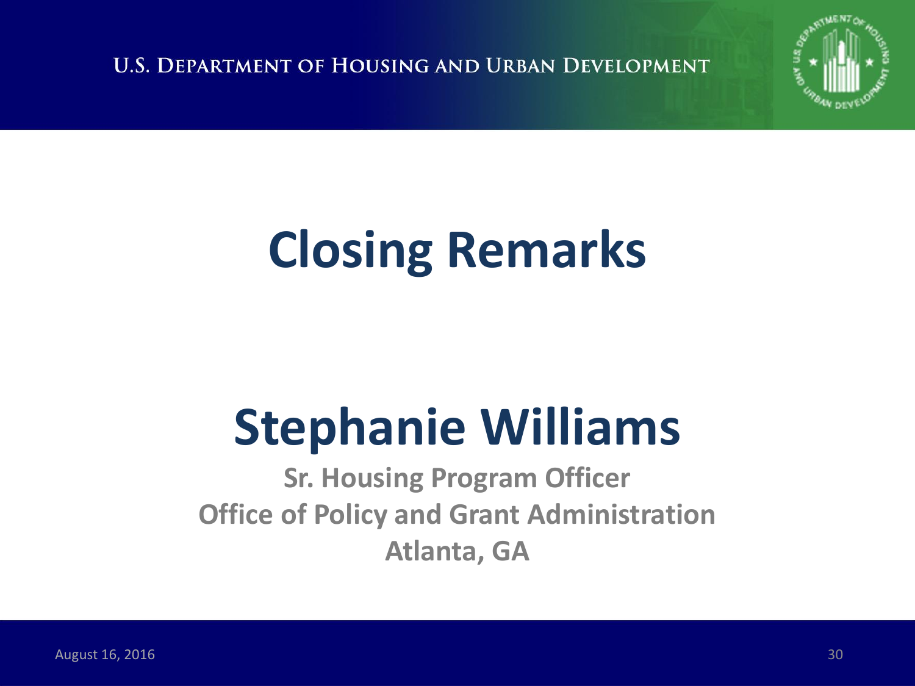# Closing Remarks

## Stephanie Williams

**Sr. Housing Program Officer**
**Office of Policy and Grant Administration**
**Atlanta, GA**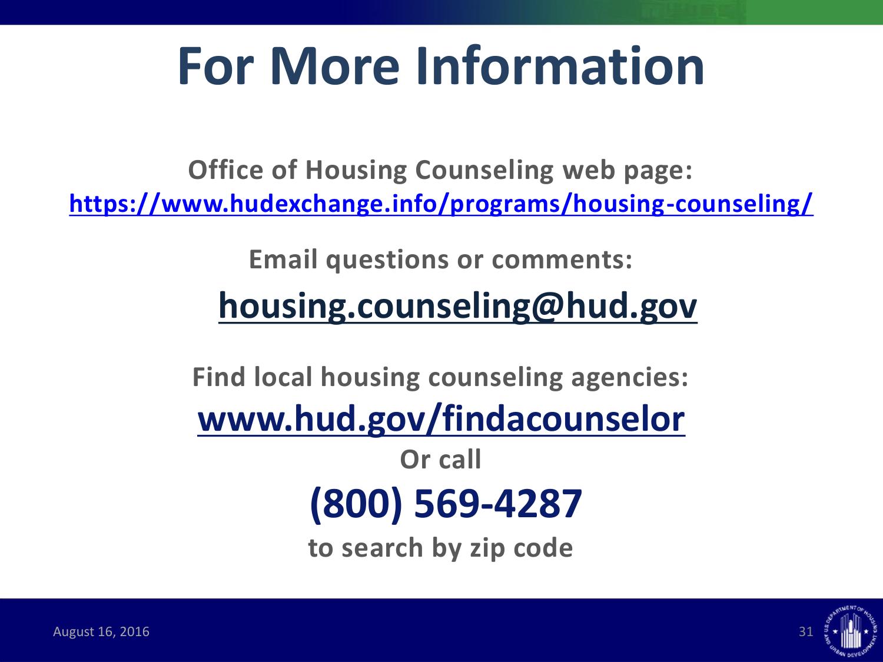# For More Information

**Office of Housing Counseling web page:**
**https://www.hudexchange.info/programs/housing-counseling/**

**Email questions or comments:**

**housing.counseling@hud.gov**

**Find local housing counseling agencies:**

**www.hud.gov/findacounselor**

**Or call**

**(800) 569-4287**

**to search by zip code**